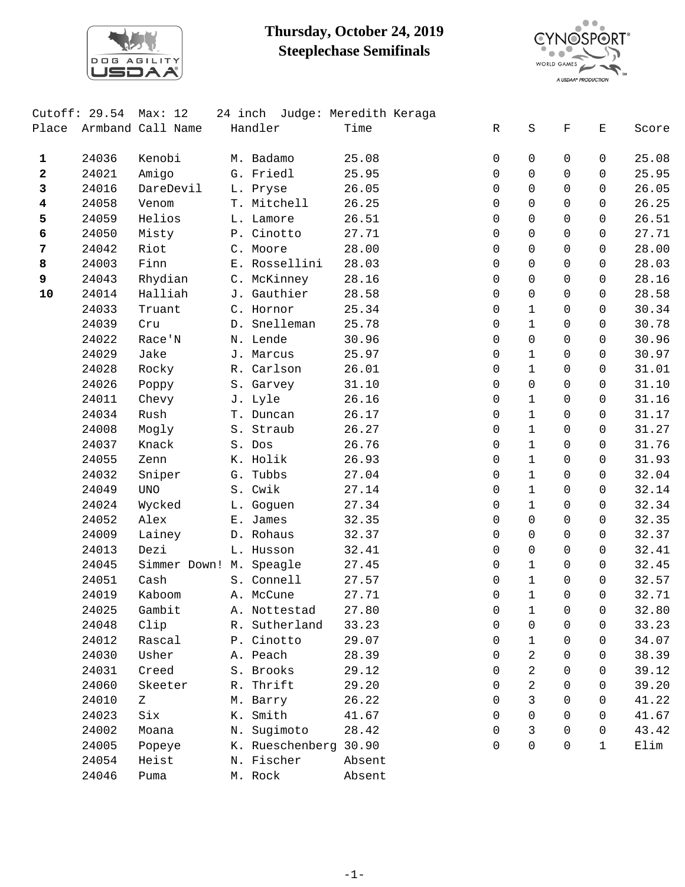# Thursday, October 24, 2019
## Steeplechase Semifinals

Cutoff: 29.54 Max: 12 24 inch Judge: Meredith Keraga

| Place | Armband | Call Name | Handler | Time | R | S | F | E | Score |
|---|---|---|---|---|---|---|---|---|---|
| **1** | 24036 | Kenobi | M. Badamo | 25.08 | 0 | 0 | 0 | 0 | 25.08 |
| **2** | 24021 | Amigo | G. Friedl | 25.95 | 0 | 0 | 0 | 0 | 25.95 |
| **3** | 24016 | DareDevil | L. Pryse | 26.05 | 0 | 0 | 0 | 0 | 26.05 |
| **4** | 24058 | Venom | T. Mitchell | 26.25 | 0 | 0 | 0 | 0 | 26.25 |
| **5** | 24059 | Helios | L. Lamore | 26.51 | 0 | 0 | 0 | 0 | 26.51 |
| **6** | 24050 | Misty | P. Cinotto | 27.71 | 0 | 0 | 0 | 0 | 27.71 |
| **7** | 24042 | Riot | C. Moore | 28.00 | 0 | 0 | 0 | 0 | 28.00 |
| **8** | 24003 | Finn | E. Rossellini | 28.03 | 0 | 0 | 0 | 0 | 28.03 |
| **9** | 24043 | Rhydian | C. McKinney | 28.16 | 0 | 0 | 0 | 0 | 28.16 |
| **10** | 24014 | Halliah | J. Gauthier | 28.58 | 0 | 0 | 0 | 0 | 28.58 |
| | 24033 | Truant | C. Hornor | 25.34 | 0 | 1 | 0 | 0 | 30.34 |
| | 24039 | Cru | D. Snelleman | 25.78 | 0 | 1 | 0 | 0 | 30.78 |
| | 24022 | Race'N | N. Lende | 30.96 | 0 | 0 | 0 | 0 | 30.96 |
| | 24029 | Jake | J. Marcus | 25.97 | 0 | 1 | 0 | 0 | 30.97 |
| | 24028 | Rocky | R. Carlson | 26.01 | 0 | 1 | 0 | 0 | 31.01 |
| | 24026 | Poppy | S. Garvey | 31.10 | 0 | 0 | 0 | 0 | 31.10 |
| | 24011 | Chevy | J. Lyle | 26.16 | 0 | 1 | 0 | 0 | 31.16 |
| | 24034 | Rush | T. Duncan | 26.17 | 0 | 1 | 0 | 0 | 31.17 |
| | 24008 | Mogly | S. Straub | 26.27 | 0 | 1 | 0 | 0 | 31.27 |
| | 24037 | Knack | S. Dos | 26.76 | 0 | 1 | 0 | 0 | 31.76 |
| | 24055 | Zenn | K. Holik | 26.93 | 0 | 1 | 0 | 0 | 31.93 |
| | 24032 | Sniper | G. Tubbs | 27.04 | 0 | 1 | 0 | 0 | 32.04 |
| | 24049 | UNO | S. Cwik | 27.14 | 0 | 1 | 0 | 0 | 32.14 |
| | 24024 | Wycked | L. Goguen | 27.34 | 0 | 1 | 0 | 0 | 32.34 |
| | 24052 | Alex | E. James | 32.35 | 0 | 0 | 0 | 0 | 32.35 |
| | 24009 | Lainey | D. Rohaus | 32.37 | 0 | 0 | 0 | 0 | 32.37 |
| | 24013 | Dezi | L. Husson | 32.41 | 0 | 0 | 0 | 0 | 32.41 |
| | 24045 | Simmer Down! | M. Speagle | 27.45 | 0 | 1 | 0 | 0 | 32.45 |
| | 24051 | Cash | S. Connell | 27.57 | 0 | 1 | 0 | 0 | 32.57 |
| | 24019 | Kaboom | A. McCune | 27.71 | 0 | 1 | 0 | 0 | 32.71 |
| | 24025 | Gambit | A. Nottestad | 27.80 | 0 | 1 | 0 | 0 | 32.80 |
| | 24048 | Clip | R. Sutherland | 33.23 | 0 | 0 | 0 | 0 | 33.23 |
| | 24012 | Rascal | P. Cinotto | 29.07 | 0 | 1 | 0 | 0 | 34.07 |
| | 24030 | Usher | A. Peach | 28.39 | 0 | 2 | 0 | 0 | 38.39 |
| | 24031 | Creed | S. Brooks | 29.12 | 0 | 2 | 0 | 0 | 39.12 |
| | 24060 | Skeeter | R. Thrift | 29.20 | 0 | 2 | 0 | 0 | 39.20 |
| | 24010 | Z | M. Barry | 26.22 | 0 | 3 | 0 | 0 | 41.22 |
| | 24023 | Six | K. Smith | 41.67 | 0 | 0 | 0 | 0 | 41.67 |
| | 24002 | Moana | N. Sugimoto | 28.42 | 0 | 3 | 0 | 0 | 43.42 |
| | 24005 | Popeye | K. Rueschenberg | 30.90 | 0 | 0 | 0 | 1 | Elim |
| | 24054 | Heist | N. Fischer | Absent | | | | | |
| | 24046 | Puma | M. Rock | Absent | | | | | |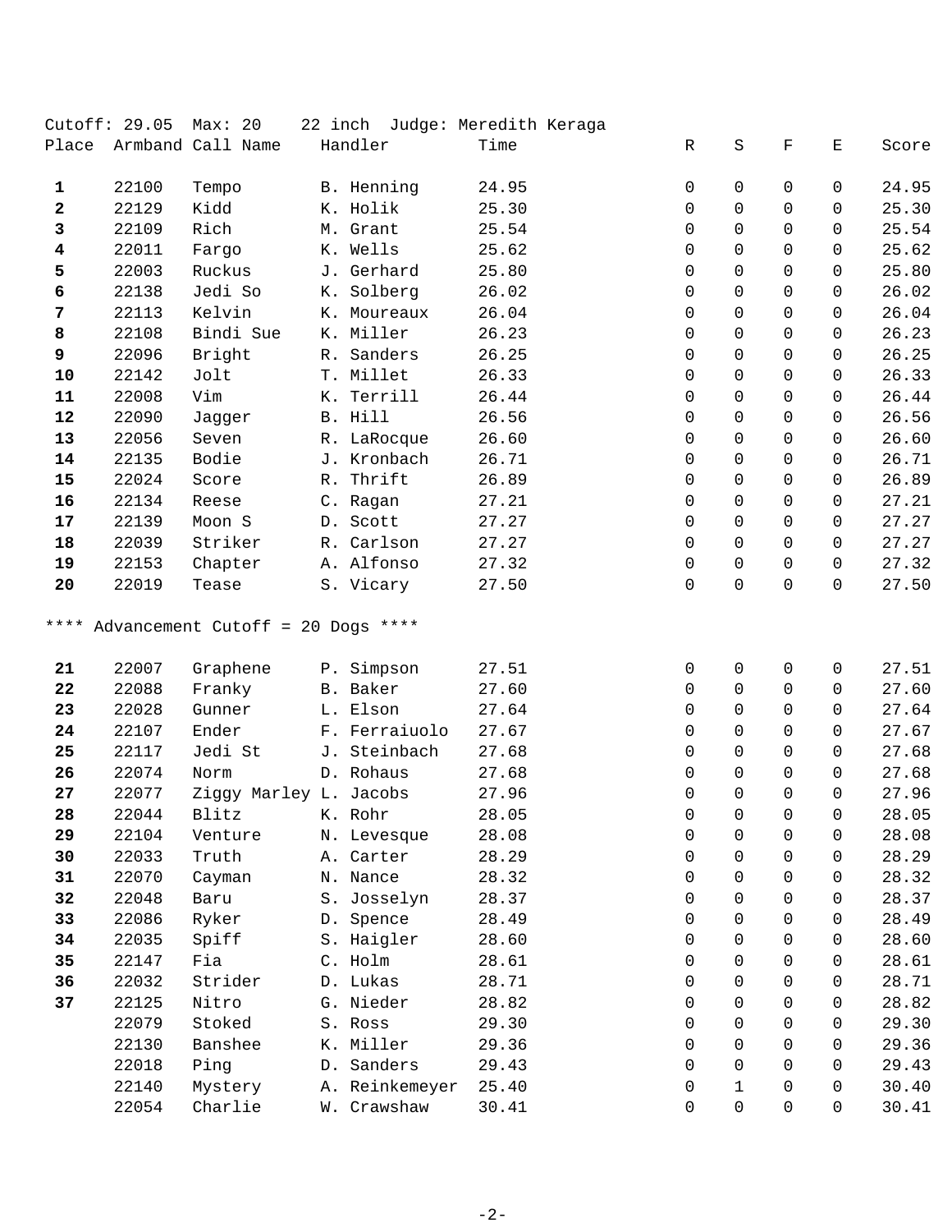Cutoff: 29.05 Max: 20 22 inch Judge: Meredith Keraga

| Place | Armband | Call Name | Handler | Time | R | S | F | E | Score |
|---|---|---|---|---|---|---|---|---|---|
| **1** | 22100 | Tempo | B. Henning | 24.95 | 0 | 0 | 0 | 0 | 24.95 |
| **2** | 22129 | Kidd | K. Holik | 25.30 | 0 | 0 | 0 | 0 | 25.30 |
| **3** | 22109 | Rich | M. Grant | 25.54 | 0 | 0 | 0 | 0 | 25.54 |
| **4** | 22011 | Fargo | K. Wells | 25.62 | 0 | 0 | 0 | 0 | 25.62 |
| **5** | 22003 | Ruckus | J. Gerhard | 25.80 | 0 | 0 | 0 | 0 | 25.80 |
| **6** | 22138 | Jedi So | K. Solberg | 26.02 | 0 | 0 | 0 | 0 | 26.02 |
| **7** | 22113 | Kelvin | K. Moureaux | 26.04 | 0 | 0 | 0 | 0 | 26.04 |
| **8** | 22108 | Bindi Sue | K. Miller | 26.23 | 0 | 0 | 0 | 0 | 26.23 |
| **9** | 22096 | Bright | R. Sanders | 26.25 | 0 | 0 | 0 | 0 | 26.25 |
| **10** | 22142 | Jolt | T. Millet | 26.33 | 0 | 0 | 0 | 0 | 26.33 |
| **11** | 22008 | Vim | K. Terrill | 26.44 | 0 | 0 | 0 | 0 | 26.44 |
| **12** | 22090 | Jagger | B. Hill | 26.56 | 0 | 0 | 0 | 0 | 26.56 |
| **13** | 22056 | Seven | R. LaRocque | 26.60 | 0 | 0 | 0 | 0 | 26.60 |
| **14** | 22135 | Bodie | J. Kronbach | 26.71 | 0 | 0 | 0 | 0 | 26.71 |
| **15** | 22024 | Score | R. Thrift | 26.89 | 0 | 0 | 0 | 0 | 26.89 |
| **16** | 22134 | Reese | C. Ragan | 27.21 | 0 | 0 | 0 | 0 | 27.21 |
| **17** | 22139 | Moon S | D. Scott | 27.27 | 0 | 0 | 0 | 0 | 27.27 |
| **18** | 22039 | Striker | R. Carlson | 27.27 | 0 | 0 | 0 | 0 | 27.27 |
| **19** | 22153 | Chapter | A. Alfonso | 27.32 | 0 | 0 | 0 | 0 | 27.32 |
| **20** | 22019 | Tease | S. Vicary | 27.50 | 0 | 0 | 0 | 0 | 27.50 |
| **** Advancement Cutoff = 20 Dogs **** | | | | | | | | | |
| **21** | 22007 | Graphene | P. Simpson | 27.51 | 0 | 0 | 0 | 0 | 27.51 |
| **22** | 22088 | Franky | B. Baker | 27.60 | 0 | 0 | 0 | 0 | 27.60 |
| **23** | 22028 | Gunner | L. Elson | 27.64 | 0 | 0 | 0 | 0 | 27.64 |
| **24** | 22107 | Ender | F. Ferraiuolo | 27.67 | 0 | 0 | 0 | 0 | 27.67 |
| **25** | 22117 | Jedi St | J. Steinbach | 27.68 | 0 | 0 | 0 | 0 | 27.68 |
| **26** | 22074 | Norm | D. Rohaus | 27.68 | 0 | 0 | 0 | 0 | 27.68 |
| **27** | 22077 | Ziggy Marley | L. Jacobs | 27.96 | 0 | 0 | 0 | 0 | 27.96 |
| **28** | 22044 | Blitz | K. Rohr | 28.05 | 0 | 0 | 0 | 0 | 28.05 |
| **29** | 22104 | Venture | N. Levesque | 28.08 | 0 | 0 | 0 | 0 | 28.08 |
| **30** | 22033 | Truth | A. Carter | 28.29 | 0 | 0 | 0 | 0 | 28.29 |
| **31** | 22070 | Cayman | N. Nance | 28.32 | 0 | 0 | 0 | 0 | 28.32 |
| **32** | 22048 | Baru | S. Josselyn | 28.37 | 0 | 0 | 0 | 0 | 28.37 |
| **33** | 22086 | Ryker | D. Spence | 28.49 | 0 | 0 | 0 | 0 | 28.49 |
| **34** | 22035 | Spiff | S. Haigler | 28.60 | 0 | 0 | 0 | 0 | 28.60 |
| **35** | 22147 | Fia | C. Holm | 28.61 | 0 | 0 | 0 | 0 | 28.61 |
| **36** | 22032 | Strider | D. Lukas | 28.71 | 0 | 0 | 0 | 0 | 28.71 |
| **37** | 22125 | Nitro | G. Nieder | 28.82 | 0 | 0 | 0 | 0 | 28.82 |
| | 22079 | Stoked | S. Ross | 29.30 | 0 | 0 | 0 | 0 | 29.30 |
| | 22130 | Banshee | K. Miller | 29.36 | 0 | 0 | 0 | 0 | 29.36 |
| | 22018 | Ping | D. Sanders | 29.43 | 0 | 0 | 0 | 0 | 29.43 |
| | 22140 | Mystery | A. Reinkemeyer | 25.40 | 0 | 1 | 0 | 0 | 30.40 |
| | 22054 | Charlie | W. Crawshaw | 30.41 | 0 | 0 | 0 | 0 | 30.41 |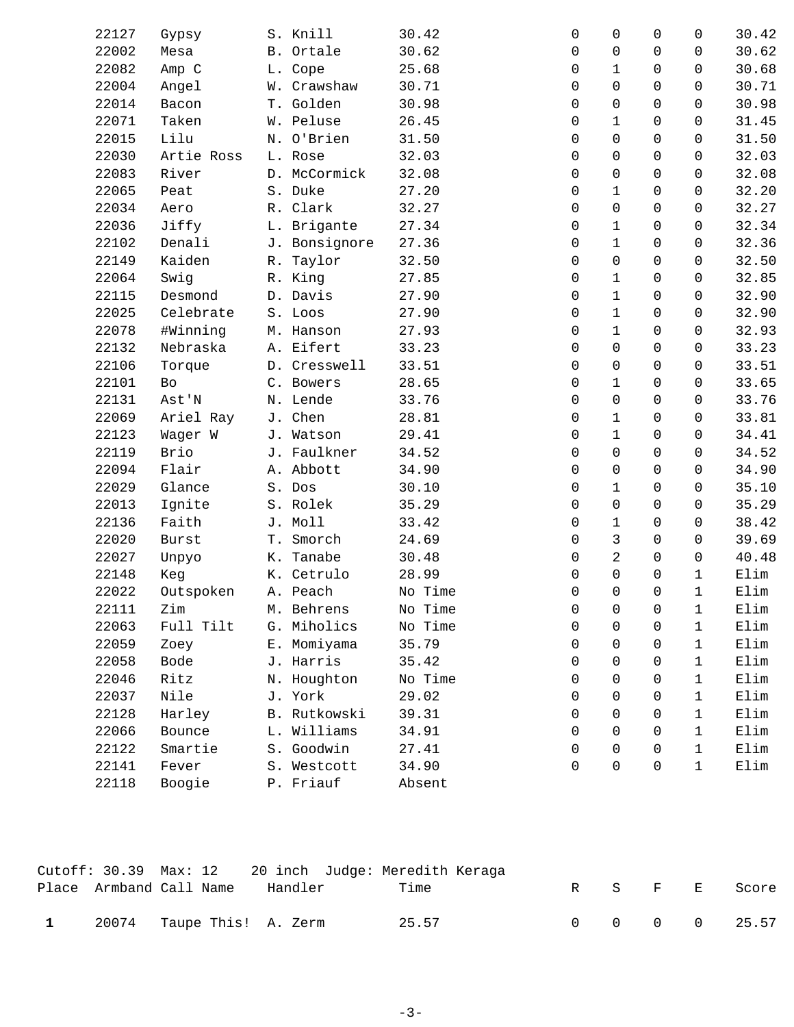| Place | Armband | Call Name | Handler | Time | R | S | F | E | Score |
|---|---|---|---|---|---|---|---|---|---|
| | 22127 | Gypsy | S. Knill | 30.42 | 0 | 0 | 0 | 0 | 30.42 |
| | 22002 | Mesa | B. Ortale | 30.62 | 0 | 0 | 0 | 0 | 30.62 |
| | 22082 | Amp C | L. Cope | 25.68 | 0 | 1 | 0 | 0 | 30.68 |
| | 22004 | Angel | W. Crawshaw | 30.71 | 0 | 0 | 0 | 0 | 30.71 |
| | 22014 | Bacon | T. Golden | 30.98 | 0 | 0 | 0 | 0 | 30.98 |
| | 22071 | Taken | W. Peluse | 26.45 | 0 | 1 | 0 | 0 | 31.45 |
| | 22015 | Lilu | N. O'Brien | 31.50 | 0 | 0 | 0 | 0 | 31.50 |
| | 22030 | Artie Ross | L. Rose | 32.03 | 0 | 0 | 0 | 0 | 32.03 |
| | 22083 | River | D. McCormick | 32.08 | 0 | 0 | 0 | 0 | 32.08 |
| | 22065 | Peat | S. Duke | 27.20 | 0 | 1 | 0 | 0 | 32.20 |
| | 22034 | Aero | R. Clark | 32.27 | 0 | 0 | 0 | 0 | 32.27 |
| | 22036 | Jiffy | L. Brigante | 27.34 | 0 | 1 | 0 | 0 | 32.34 |
| | 22102 | Denali | J. Bonsignore | 27.36 | 0 | 1 | 0 | 0 | 32.36 |
| | 22149 | Kaiden | R. Taylor | 32.50 | 0 | 0 | 0 | 0 | 32.50 |
| | 22064 | Swig | R. King | 27.85 | 0 | 1 | 0 | 0 | 32.85 |
| | 22115 | Desmond | D. Davis | 27.90 | 0 | 1 | 0 | 0 | 32.90 |
| | 22025 | Celebrate | S. Loos | 27.90 | 0 | 1 | 0 | 0 | 32.90 |
| | 22078 | #Winning | M. Hanson | 27.93 | 0 | 1 | 0 | 0 | 32.93 |
| | 22132 | Nebraska | A. Eifert | 33.23 | 0 | 0 | 0 | 0 | 33.23 |
| | 22106 | Torque | D. Cresswell | 33.51 | 0 | 0 | 0 | 0 | 33.51 |
| | 22101 | Bo | C. Bowers | 28.65 | 0 | 1 | 0 | 0 | 33.65 |
| | 22131 | Ast'N | N. Lende | 33.76 | 0 | 0 | 0 | 0 | 33.76 |
| | 22069 | Ariel Ray | J. Chen | 28.81 | 0 | 1 | 0 | 0 | 33.81 |
| | 22123 | Wager W | J. Watson | 29.41 | 0 | 1 | 0 | 0 | 34.41 |
| | 22119 | Brio | J. Faulkner | 34.52 | 0 | 0 | 0 | 0 | 34.52 |
| | 22094 | Flair | A. Abbott | 34.90 | 0 | 0 | 0 | 0 | 34.90 |
| | 22029 | Glance | S. Dos | 30.10 | 0 | 1 | 0 | 0 | 35.10 |
| | 22013 | Ignite | S. Rolek | 35.29 | 0 | 0 | 0 | 0 | 35.29 |
| | 22136 | Faith | J. Moll | 33.42 | 0 | 1 | 0 | 0 | 38.42 |
| | 22020 | Burst | T. Smorch | 24.69 | 0 | 3 | 0 | 0 | 39.69 |
| | 22027 | Unpyo | K. Tanabe | 30.48 | 0 | 2 | 0 | 0 | 40.48 |
| | 22148 | Keg | K. Cetrulo | 28.99 | 0 | 0 | 0 | 1 | Elim |
| | 22022 | Outspoken | A. Peach | No Time | 0 | 0 | 0 | 1 | Elim |
| | 22111 | Zim | M. Behrens | No Time | 0 | 0 | 0 | 1 | Elim |
| | 22063 | Full Tilt | G. Miholics | No Time | 0 | 0 | 0 | 1 | Elim |
| | 22059 | Zoey | E. Momiyama | 35.79 | 0 | 0 | 0 | 1 | Elim |
| | 22058 | Bode | J. Harris | 35.42 | 0 | 0 | 0 | 1 | Elim |
| | 22046 | Ritz | N. Houghton | No Time | 0 | 0 | 0 | 1 | Elim |
| | 22037 | Nile | J. York | 29.02 | 0 | 0 | 0 | 1 | Elim |
| | 22128 | Harley | B. Rutkowski | 39.31 | 0 | 0 | 0 | 1 | Elim |
| | 22066 | Bounce | L. Williams | 34.91 | 0 | 0 | 0 | 1 | Elim |
| | 22122 | Smartie | S. Goodwin | 27.41 | 0 | 0 | 0 | 1 | Elim |
| | 22141 | Fever | S. Westcott | 34.90 | 0 | 0 | 0 | 1 | Elim |
| | 22118 | Boogie | P. Friauf | Absent | | | | | |

Cutoff: 30.39 Max: 12 20 inch Judge: Meredith Keraga

| Place | Armband | Call Name | Handler | Time | R | S | F | E | Score |
|---|---|---|---|---|---|---|---|---|---|
| **1** | 20074 | Taupe This! | A. Zerm | 25.57 | 0 | 0 | 0 | 0 | 25.57 |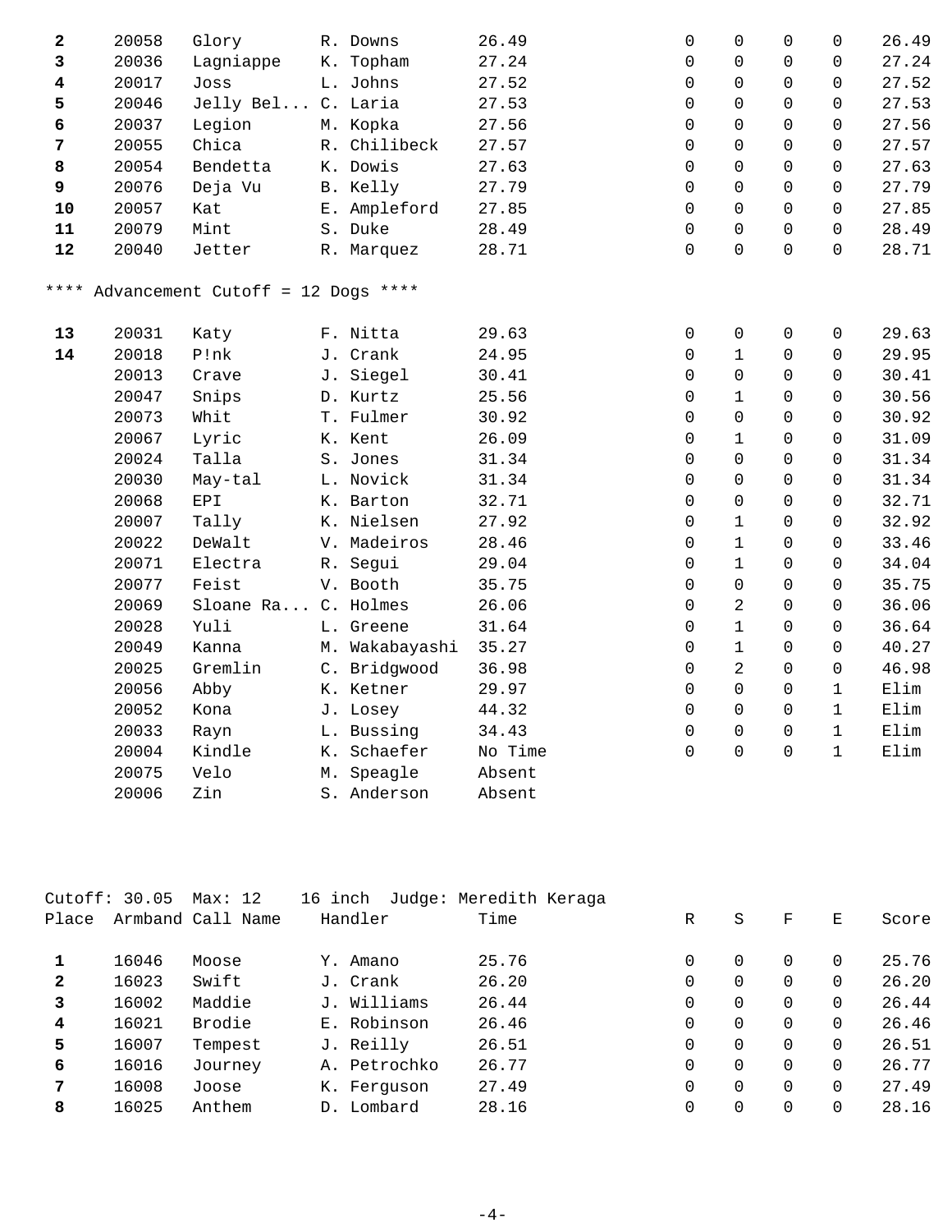| Place | Armband | Call Name | Handler | Time | R | S | F | E | Score |
|---|---|---|---|---|---|---|---|---|---|
| **2** | 20058 | Glory | R. Downs | 26.49 | 0 | 0 | 0 | 0 | 26.49 |
| **3** | 20036 | Lagniappe | K. Topham | 27.24 | 0 | 0 | 0 | 0 | 27.24 |
| **4** | 20017 | Joss | L. Johns | 27.52 | 0 | 0 | 0 | 0 | 27.52 |
| **5** | 20046 | Jelly Bel... | C. Laria | 27.53 | 0 | 0 | 0 | 0 | 27.53 |
| **6** | 20037 | Legion | M. Kopka | 27.56 | 0 | 0 | 0 | 0 | 27.56 |
| **7** | 20055 | Chica | R. Chilibeck | 27.57 | 0 | 0 | 0 | 0 | 27.57 |
| **8** | 20054 | Bendetta | K. Dowis | 27.63 | 0 | 0 | 0 | 0 | 27.63 |
| **9** | 20076 | Deja Vu | B. Kelly | 27.79 | 0 | 0 | 0 | 0 | 27.79 |
| **10** | 20057 | Kat | E. Ampleford | 27.85 | 0 | 0 | 0 | 0 | 27.85 |
| **11** | 20079 | Mint | S. Duke | 28.49 | 0 | 0 | 0 | 0 | 28.49 |
| **12** | 20040 | Jetter | R. Marquez | 28.71 | 0 | 0 | 0 | 0 | 28.71 |

**** Advancement Cutoff = 12 Dogs ****

| Place | Armband | Call Name | Handler | Time | R | S | F | E | Score |
|---|---|---|---|---|---|---|---|---|---|
| **13** | 20031 | Katy | F. Nitta | 29.63 | 0 | 0 | 0 | 0 | 29.63 |
| **14** | 20018 | P!nk | J. Crank | 24.95 | 0 | 1 | 0 | 0 | 29.95 |
| | 20013 | Crave | J. Siegel | 30.41 | 0 | 0 | 0 | 0 | 30.41 |
| | 20047 | Snips | D. Kurtz | 25.56 | 0 | 1 | 0 | 0 | 30.56 |
| | 20073 | Whit | T. Fulmer | 30.92 | 0 | 0 | 0 | 0 | 30.92 |
| | 20067 | Lyric | K. Kent | 26.09 | 0 | 1 | 0 | 0 | 31.09 |
| | 20024 | Talla | S. Jones | 31.34 | 0 | 0 | 0 | 0 | 31.34 |
| | 20030 | May-tal | L. Novick | 31.34 | 0 | 0 | 0 | 0 | 31.34 |
| | 20068 | EPI | K. Barton | 32.71 | 0 | 0 | 0 | 0 | 32.71 |
| | 20007 | Tally | K. Nielsen | 27.92 | 0 | 1 | 0 | 0 | 32.92 |
| | 20022 | DeWalt | V. Madeiros | 28.46 | 0 | 1 | 0 | 0 | 33.46 |
| | 20071 | Electra | R. Segui | 29.04 | 0 | 1 | 0 | 0 | 34.04 |
| | 20077 | Feist | V. Booth | 35.75 | 0 | 0 | 0 | 0 | 35.75 |
| | 20069 | Sloane Ra... | C. Holmes | 26.06 | 0 | 2 | 0 | 0 | 36.06 |
| | 20028 | Yuli | L. Greene | 31.64 | 0 | 1 | 0 | 0 | 36.64 |
| | 20049 | Kanna | M. Wakabayashi | 35.27 | 0 | 1 | 0 | 0 | 40.27 |
| | 20025 | Gremlin | C. Bridgwood | 36.98 | 0 | 2 | 0 | 0 | 46.98 |
| | 20056 | Abby | K. Ketner | 29.97 | 0 | 0 | 0 | 1 | Elim |
| | 20052 | Kona | J. Losey | 44.32 | 0 | 0 | 0 | 1 | Elim |
| | 20033 | Rayn | L. Bussing | 34.43 | 0 | 0 | 0 | 1 | Elim |
| | 20004 | Kindle | K. Schaefer | No Time | 0 | 0 | 0 | 1 | Elim |
| | 20075 | Velo | M. Speagle | Absent | | | | | |
| | 20006 | Zin | S. Anderson | Absent | | | | | |

Cutoff: 30.05 Max: 12 16 inch Judge: Meredith Keraga

| Place | Armband | Call Name | Handler | Time | R | S | F | E | Score |
|---|---|---|---|---|---|---|---|---|---|
| **1** | 16046 | Moose | Y. Amano | 25.76 | 0 | 0 | 0 | 0 | 25.76 |
| **2** | 16023 | Swift | J. Crank | 26.20 | 0 | 0 | 0 | 0 | 26.20 |
| **3** | 16002 | Maddie | J. Williams | 26.44 | 0 | 0 | 0 | 0 | 26.44 |
| **4** | 16021 | Brodie | E. Robinson | 26.46 | 0 | 0 | 0 | 0 | 26.46 |
| **5** | 16007 | Tempest | J. Reilly | 26.51 | 0 | 0 | 0 | 0 | 26.51 |
| **6** | 16016 | Journey | A. Petrochko | 26.77 | 0 | 0 | 0 | 0 | 26.77 |
| **7** | 16008 | Joose | K. Ferguson | 27.49 | 0 | 0 | 0 | 0 | 27.49 |
| **8** | 16025 | Anthem | D. Lombard | 28.16 | 0 | 0 | 0 | 0 | 28.16 |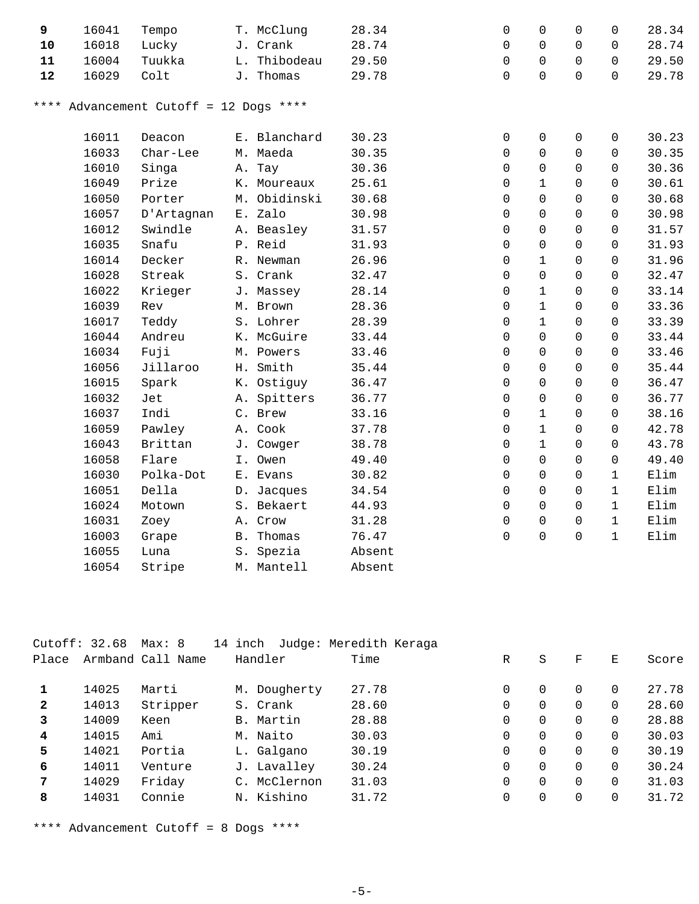| Place | Armband | Call Name | Handler | Time | R | S | F | E | Score |
|---|---|---|---|---|---|---|---|---|---|
| **9** | 16041 | Tempo | T. McClung | 28.34 | 0 | 0 | 0 | 0 | 28.34 |
| **10** | 16018 | Lucky | J. Crank | 28.74 | 0 | 0 | 0 | 0 | 28.74 |
| **11** | 16004 | Tuukka | L. Thibodeau | 29.50 | 0 | 0 | 0 | 0 | 29.50 |
| **12** | 16029 | Colt | J. Thomas | 29.78 | 0 | 0 | 0 | 0 | 29.78 |

**** Advancement Cutoff = 12 Dogs ****

| Place | Armband | Call Name | Handler | Time | R | S | F | E | Score |
|---|---|---|---|---|---|---|---|---|---|
| | 16011 | Deacon | E. Blanchard | 30.23 | 0 | 0 | 0 | 0 | 30.23 |
| | 16033 | Char-Lee | M. Maeda | 30.35 | 0 | 0 | 0 | 0 | 30.35 |
| | 16010 | Singa | A. Tay | 30.36 | 0 | 0 | 0 | 0 | 30.36 |
| | 16049 | Prize | K. Moureaux | 25.61 | 0 | 1 | 0 | 0 | 30.61 |
| | 16050 | Porter | M. Obidinski | 30.68 | 0 | 0 | 0 | 0 | 30.68 |
| | 16057 | D'Artagnan | E. Zalo | 30.98 | 0 | 0 | 0 | 0 | 30.98 |
| | 16012 | Swindle | A. Beasley | 31.57 | 0 | 0 | 0 | 0 | 31.57 |
| | 16035 | Snafu | P. Reid | 31.93 | 0 | 0 | 0 | 0 | 31.93 |
| | 16014 | Decker | R. Newman | 26.96 | 0 | 1 | 0 | 0 | 31.96 |
| | 16028 | Streak | S. Crank | 32.47 | 0 | 0 | 0 | 0 | 32.47 |
| | 16022 | Krieger | J. Massey | 28.14 | 0 | 1 | 0 | 0 | 33.14 |
| | 16039 | Rev | M. Brown | 28.36 | 0 | 1 | 0 | 0 | 33.36 |
| | 16017 | Teddy | S. Lohrer | 28.39 | 0 | 1 | 0 | 0 | 33.39 |
| | 16044 | Andreu | K. McGuire | 33.44 | 0 | 0 | 0 | 0 | 33.44 |
| | 16034 | Fuji | M. Powers | 33.46 | 0 | 0 | 0 | 0 | 33.46 |
| | 16056 | Jillaroo | H. Smith | 35.44 | 0 | 0 | 0 | 0 | 35.44 |
| | 16015 | Spark | K. Ostiguy | 36.47 | 0 | 0 | 0 | 0 | 36.47 |
| | 16032 | Jet | A. Spitters | 36.77 | 0 | 0 | 0 | 0 | 36.77 |
| | 16037 | Indi | C. Brew | 33.16 | 0 | 1 | 0 | 0 | 38.16 |
| | 16059 | Pawley | A. Cook | 37.78 | 0 | 1 | 0 | 0 | 42.78 |
| | 16043 | Brittan | J. Cowger | 38.78 | 0 | 1 | 0 | 0 | 43.78 |
| | 16058 | Flare | I. Owen | 49.40 | 0 | 0 | 0 | 0 | 49.40 |
| | 16030 | Polka-Dot | E. Evans | 30.82 | 0 | 0 | 0 | 1 | Elim |
| | 16051 | Della | D. Jacques | 34.54 | 0 | 0 | 0 | 1 | Elim |
| | 16024 | Motown | S. Bekaert | 44.93 | 0 | 0 | 0 | 1 | Elim |
| | 16031 | Zoey | A. Crow | 31.28 | 0 | 0 | 0 | 1 | Elim |
| | 16003 | Grape | B. Thomas | 76.47 | 0 | 0 | 0 | 1 | Elim |
| | 16055 | Luna | S. Spezia | Absent | | | | | |
| | 16054 | Stripe | M. Mantell | Absent | | | | | |

Cutoff: 32.68 Max: 8 14 inch Judge: Meredith Keraga

| Place | Armband | Call Name | Handler | Time | R | S | F | E | Score |
|---|---|---|---|---|---|---|---|---|---|
| **1** | 14025 | Marti | M. Dougherty | 27.78 | 0 | 0 | 0 | 0 | 27.78 |
| **2** | 14013 | Stripper | S. Crank | 28.60 | 0 | 0 | 0 | 0 | 28.60 |
| **3** | 14009 | Keen | B. Martin | 28.88 | 0 | 0 | 0 | 0 | 28.88 |
| **4** | 14015 | Ami | M. Naito | 30.03 | 0 | 0 | 0 | 0 | 30.03 |
| **5** | 14021 | Portia | L. Galgano | 30.19 | 0 | 0 | 0 | 0 | 30.19 |
| **6** | 14011 | Venture | J. Lavalley | 30.24 | 0 | 0 | 0 | 0 | 30.24 |
| **7** | 14029 | Friday | C. McClernon | 31.03 | 0 | 0 | 0 | 0 | 31.03 |
| **8** | 14031 | Connie | N. Kishino | 31.72 | 0 | 0 | 0 | 0 | 31.72 |

**** Advancement Cutoff = 8 Dogs ****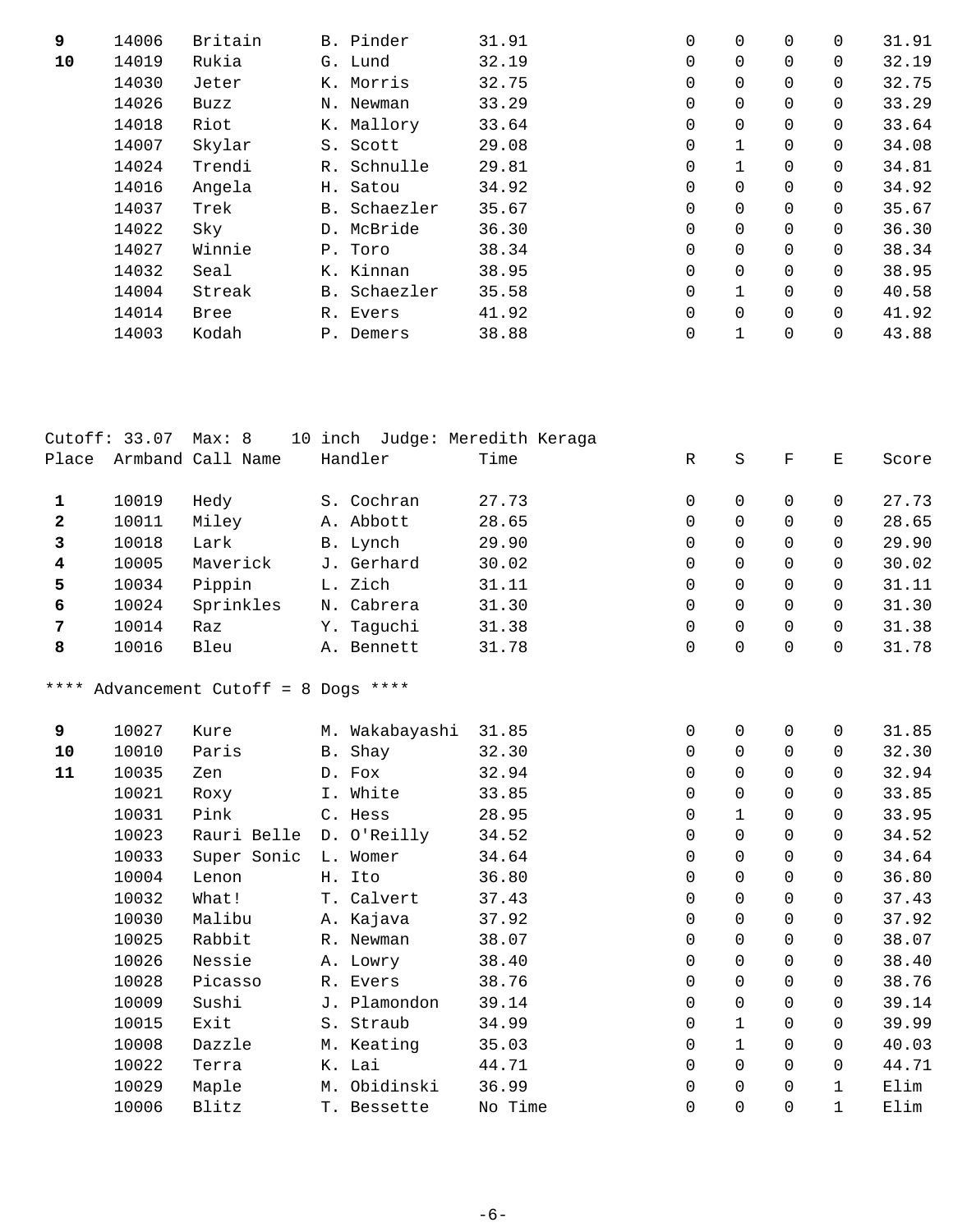| Place | Armband | Call Name | Handler | Time | R | S | F | E | Score |
|---|---|---|---|---|---|---|---|---|---|
| **9** | 14006 | Britain | B. Pinder | 31.91 | 0 | 0 | 0 | 0 | 31.91 |
| **10** | 14019 | Rukia | G. Lund | 32.19 | 0 | 0 | 0 | 0 | 32.19 |
| | 14030 | Jeter | K. Morris | 32.75 | 0 | 0 | 0 | 0 | 32.75 |
| | 14026 | Buzz | N. Newman | 33.29 | 0 | 0 | 0 | 0 | 33.29 |
| | 14018 | Riot | K. Mallory | 33.64 | 0 | 0 | 0 | 0 | 33.64 |
| | 14007 | Skylar | S. Scott | 29.08 | 0 | 1 | 0 | 0 | 34.08 |
| | 14024 | Trendi | R. Schnulle | 29.81 | 0 | 1 | 0 | 0 | 34.81 |
| | 14016 | Angela | H. Satou | 34.92 | 0 | 0 | 0 | 0 | 34.92 |
| | 14037 | Trek | B. Schaezler | 35.67 | 0 | 0 | 0 | 0 | 35.67 |
| | 14022 | Sky | D. McBride | 36.30 | 0 | 0 | 0 | 0 | 36.30 |
| | 14027 | Winnie | P. Toro | 38.34 | 0 | 0 | 0 | 0 | 38.34 |
| | 14032 | Seal | K. Kinnan | 38.95 | 0 | 0 | 0 | 0 | 38.95 |
| | 14004 | Streak | B. Schaezler | 35.58 | 0 | 1 | 0 | 0 | 40.58 |
| | 14014 | Bree | R. Evers | 41.92 | 0 | 0 | 0 | 0 | 41.92 |
| | 14003 | Kodah | P. Demers | 38.88 | 0 | 1 | 0 | 0 | 43.88 |

Cutoff: 33.07  Max: 8    10 inch  Judge: Meredith Keraga

| Place | Armband | Call Name | Handler | Time | R | S | F | E | Score |
|---|---|---|---|---|---|---|---|---|---|
| **1** | 10019 | Hedy | S. Cochran | 27.73 | 0 | 0 | 0 | 0 | 27.73 |
| **2** | 10011 | Miley | A. Abbott | 28.65 | 0 | 0 | 0 | 0 | 28.65 |
| **3** | 10018 | Lark | B. Lynch | 29.90 | 0 | 0 | 0 | 0 | 29.90 |
| **4** | 10005 | Maverick | J. Gerhard | 30.02 | 0 | 0 | 0 | 0 | 30.02 |
| **5** | 10034 | Pippin | L. Zich | 31.11 | 0 | 0 | 0 | 0 | 31.11 |
| **6** | 10024 | Sprinkles | N. Cabrera | 31.30 | 0 | 0 | 0 | 0 | 31.30 |
| **7** | 10014 | Raz | Y. Taguchi | 31.38 | 0 | 0 | 0 | 0 | 31.38 |
| **8** | 10016 | Bleu | A. Bennett | 31.78 | 0 | 0 | 0 | 0 | 31.78 |

**** Advancement Cutoff = 8 Dogs ****

| Place | Armband | Call Name | Handler | Time | R | S | F | E | Score |
|---|---|---|---|---|---|---|---|---|---|
| **9** | 10027 | Kure | M. Wakabayashi | 31.85 | 0 | 0 | 0 | 0 | 31.85 |
| **10** | 10010 | Paris | B. Shay | 32.30 | 0 | 0 | 0 | 0 | 32.30 |
| **11** | 10035 | Zen | D. Fox | 32.94 | 0 | 0 | 0 | 0 | 32.94 |
| | 10021 | Roxy | I. White | 33.85 | 0 | 0 | 0 | 0 | 33.85 |
| | 10031 | Pink | C. Hess | 28.95 | 0 | 1 | 0 | 0 | 33.95 |
| | 10023 | Rauri Belle | D. O'Reilly | 34.52 | 0 | 0 | 0 | 0 | 34.52 |
| | 10033 | Super Sonic | L. Womer | 34.64 | 0 | 0 | 0 | 0 | 34.64 |
| | 10004 | Lenon | H. Ito | 36.80 | 0 | 0 | 0 | 0 | 36.80 |
| | 10032 | What! | T. Calvert | 37.43 | 0 | 0 | 0 | 0 | 37.43 |
| | 10030 | Malibu | A. Kajava | 37.92 | 0 | 0 | 0 | 0 | 37.92 |
| | 10025 | Rabbit | R. Newman | 38.07 | 0 | 0 | 0 | 0 | 38.07 |
| | 10026 | Nessie | A. Lowry | 38.40 | 0 | 0 | 0 | 0 | 38.40 |
| | 10028 | Picasso | R. Evers | 38.76 | 0 | 0 | 0 | 0 | 38.76 |
| | 10009 | Sushi | J. Plamondon | 39.14 | 0 | 0 | 0 | 0 | 39.14 |
| | 10015 | Exit | S. Straub | 34.99 | 0 | 1 | 0 | 0 | 39.99 |
| | 10008 | Dazzle | M. Keating | 35.03 | 0 | 1 | 0 | 0 | 40.03 |
| | 10022 | Terra | K. Lai | 44.71 | 0 | 0 | 0 | 0 | 44.71 |
| | 10029 | Maple | M. Obidinski | 36.99 | 0 | 0 | 0 | 1 | Elim |
| | 10006 | Blitz | T. Bessette | No Time | 0 | 0 | 0 | 1 | Elim |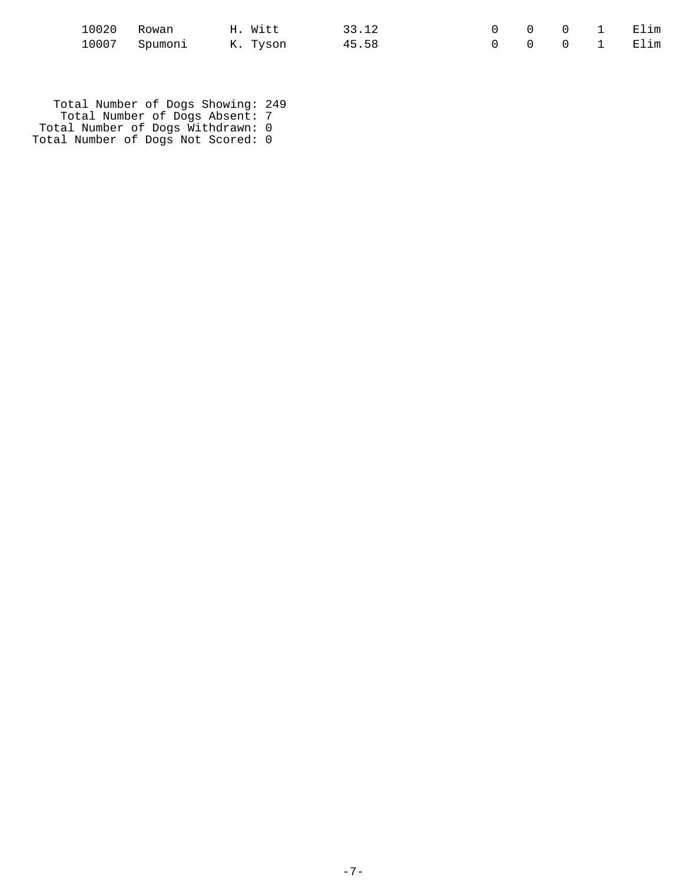| | | | | | | | | |
|---|---|---|---|---|---|---|---|---|
| 10020 | Rowan | H. Witt | 33.12 | 0 | 0 | 0 | 1 | Elim |
| 10007 | Spumoni | K. Tyson | 45.58 | 0 | 0 | 0 | 1 | Elim |

Total Number of Dogs Showing: 249
Total Number of Dogs Absent: 7
Total Number of Dogs Withdrawn: 0
Total Number of Dogs Not Scored: 0